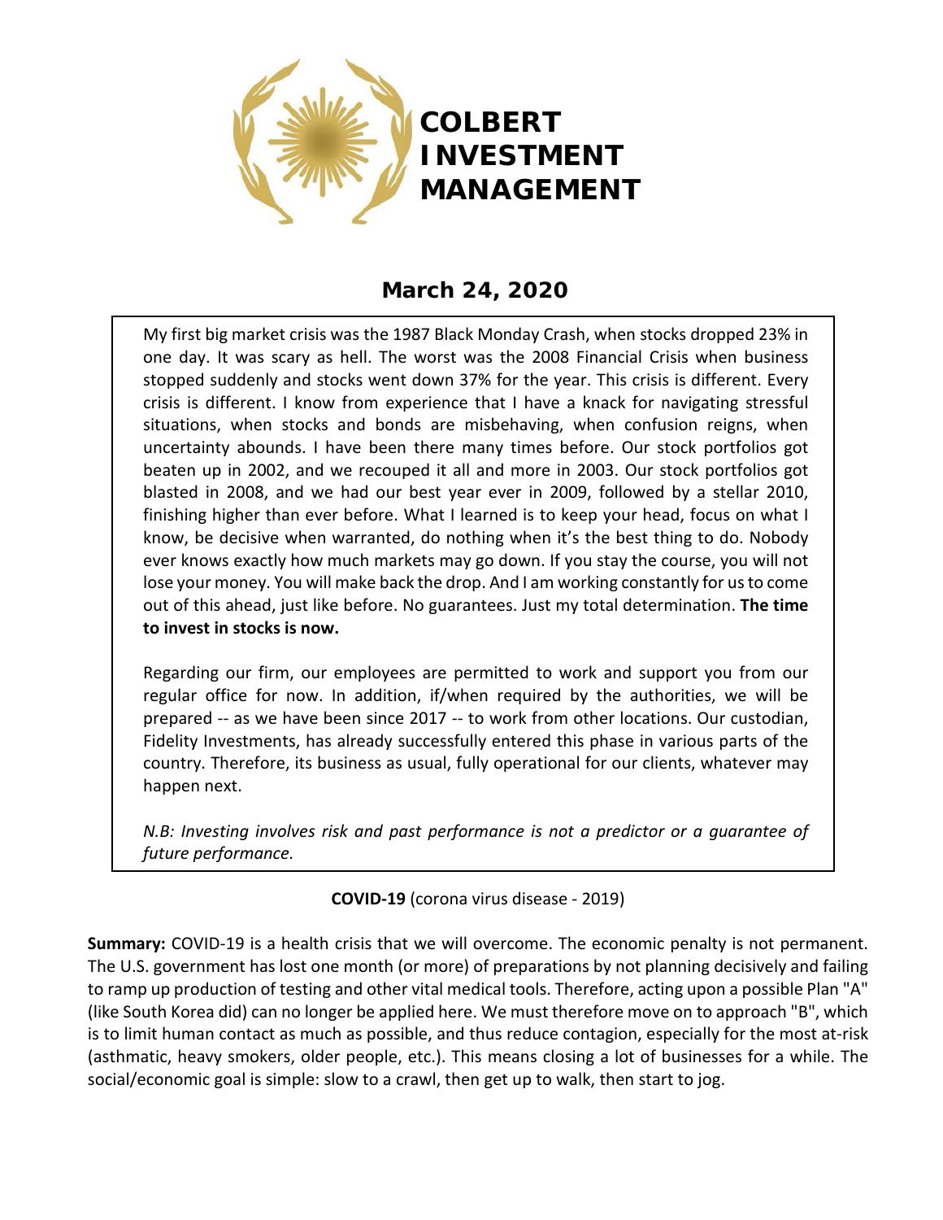# COLBERT INVESTMENT MANAGEMENT

## March 24, 2020

My first big market crisis was the 1987 Black Monday Crash, when stocks dropped 23% in one day. It was scary as hell. The worst was the 2008 Financial Crisis when business stopped suddenly and stocks went down 37% for the year. This crisis is different. Every crisis is different. I know from experience that I have a knack for navigating stressful situations, when stocks and bonds are misbehaving, when confusion reigns, when uncertainty abounds. I have been there many times before. Our stock portfolios got beaten up in 2002, and we recouped it all and more in 2003. Our stock portfolios got blasted in 2008, and we had our best year ever in 2009, followed by a stellar 2010, finishing higher than ever before. What I learned is to keep your head, focus on what I know, be decisive when warranted, do nothing when it's the best thing to do. Nobody ever knows exactly how much markets may go down. If you stay the course, you will not lose your money. You will make back the drop. And I am working constantly for us to come out of this ahead, just like before. No guarantees. Just my total determination. **The time to invest in stocks is now.**

Regarding our firm, our employees are permitted to work and support you from our regular office for now. In addition, if/when required by the authorities, we will be prepared -- as we have been since 2017 -- to work from other locations. Our custodian, Fidelity Investments, has already successfully entered this phase in various parts of the country. Therefore, its business as usual, fully operational for our clients, whatever may happen next.

*N.B: Investing involves risk and past performance is not a predictor or a guarantee of future performance.*

**COVID-19** (corona virus disease - 2019)

**Summary:** COVID-19 is a health crisis that we will overcome. The economic penalty is not permanent. The U.S. government has lost one month (or more) of preparations by not planning decisively and failing to ramp up production of testing and other vital medical tools. Therefore, acting upon a possible Plan "A" (like South Korea did) can no longer be applied here. We must therefore move on to approach "B", which is to limit human contact as much as possible, and thus reduce contagion, especially for the most at-risk (asthmatic, heavy smokers, older people, etc.). This means closing a lot of businesses for a while. The social/economic goal is simple: slow to a crawl, then get up to walk, then start to jog.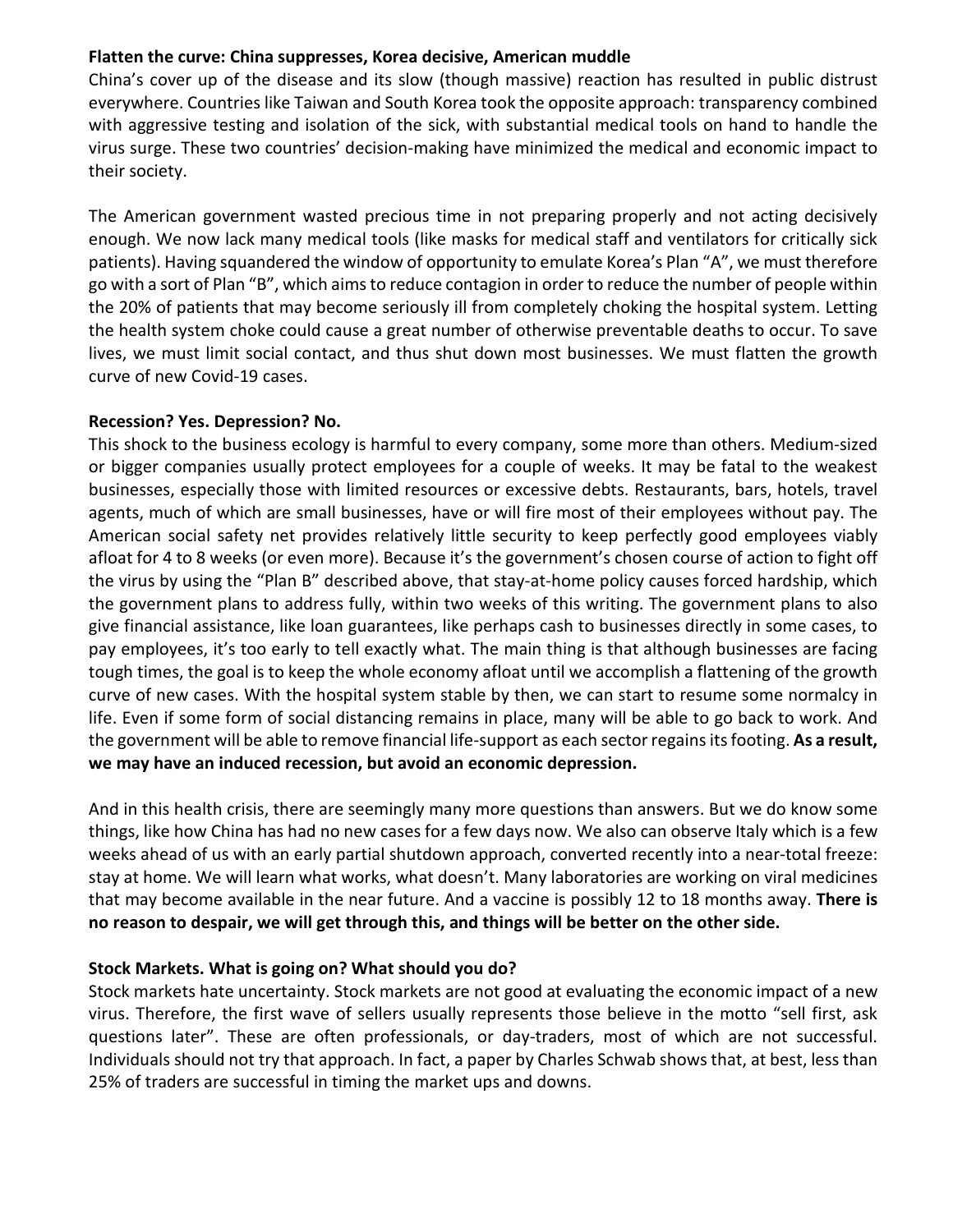**Flatten the curve: China suppresses, Korea decisive, American muddle**

China's cover up of the disease and its slow (though massive) reaction has resulted in public distrust everywhere. Countries like Taiwan and South Korea took the opposite approach: transparency combined with aggressive testing and isolation of the sick, with substantial medical tools on hand to handle the virus surge. These two countries' decision-making have minimized the medical and economic impact to their society.

The American government wasted precious time in not preparing properly and not acting decisively enough. We now lack many medical tools (like masks for medical staff and ventilators for critically sick patients). Having squandered the window of opportunity to emulate Korea's Plan "A", we must therefore go with a sort of Plan "B", which aims to reduce contagion in order to reduce the number of people within the 20% of patients that may become seriously ill from completely choking the hospital system. Letting the health system choke could cause a great number of otherwise preventable deaths to occur. To save lives, we must limit social contact, and thus shut down most businesses. We must flatten the growth curve of new Covid-19 cases.

**Recession? Yes. Depression? No.**

This shock to the business ecology is harmful to every company, some more than others. Medium-sized or bigger companies usually protect employees for a couple of weeks. It may be fatal to the weakest businesses, especially those with limited resources or excessive debts. Restaurants, bars, hotels, travel agents, much of which are small businesses, have or will fire most of their employees without pay. The American social safety net provides relatively little security to keep perfectly good employees viably afloat for 4 to 8 weeks (or even more). Because it's the government's chosen course of action to fight off the virus by using the "Plan B" described above, that stay-at-home policy causes forced hardship, which the government plans to address fully, within two weeks of this writing. The government plans to also give financial assistance, like loan guarantees, like perhaps cash to businesses directly in some cases, to pay employees, it's too early to tell exactly what. The main thing is that although businesses are facing tough times, the goal is to keep the whole economy afloat until we accomplish a flattening of the growth curve of new cases. With the hospital system stable by then, we can start to resume some normalcy in life. Even if some form of social distancing remains in place, many will be able to go back to work. And the government will be able to remove financial life-support as each sector regains its footing. **As a result, we may have an induced recession, but avoid an economic depression.**

And in this health crisis, there are seemingly many more questions than answers. But we do know some things, like how China has had no new cases for a few days now. We also can observe Italy which is a few weeks ahead of us with an early partial shutdown approach, converted recently into a near-total freeze: stay at home. We will learn what works, what doesn't. Many laboratories are working on viral medicines that may become available in the near future. And a vaccine is possibly 12 to 18 months away. **There is no reason to despair, we will get through this, and things will be better on the other side.**

**Stock Markets. What is going on? What should you do?**

Stock markets hate uncertainty. Stock markets are not good at evaluating the economic impact of a new virus. Therefore, the first wave of sellers usually represents those believe in the motto "sell first, ask questions later". These are often professionals, or day-traders, most of which are not successful. Individuals should not try that approach. In fact, a paper by Charles Schwab shows that, at best, less than 25% of traders are successful in timing the market ups and downs.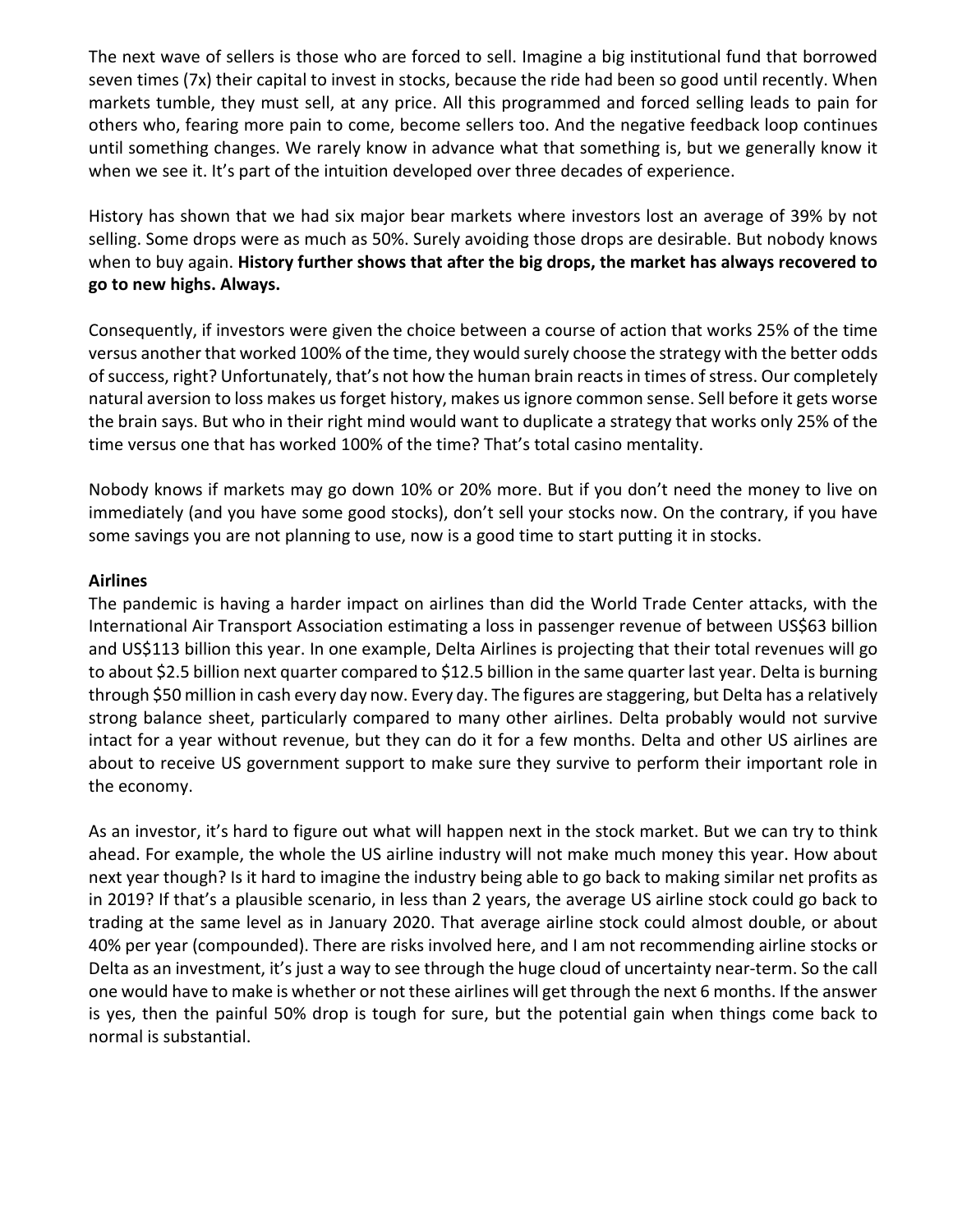The next wave of sellers is those who are forced to sell. Imagine a big institutional fund that borrowed seven times (7x) their capital to invest in stocks, because the ride had been so good until recently. When markets tumble, they must sell, at any price. All this programmed and forced selling leads to pain for others who, fearing more pain to come, become sellers too. And the negative feedback loop continues until something changes. We rarely know in advance what that something is, but we generally know it when we see it. It's part of the intuition developed over three decades of experience.

History has shown that we had six major bear markets where investors lost an average of 39% by not selling. Some drops were as much as 50%. Surely avoiding those drops are desirable. But nobody knows when to buy again. **History further shows that after the big drops, the market has always recovered to go to new highs. Always.**

Consequently, if investors were given the choice between a course of action that works 25% of the time versus another that worked 100% of the time, they would surely choose the strategy with the better odds of success, right? Unfortunately, that's not how the human brain reacts in times of stress. Our completely natural aversion to loss makes us forget history, makes us ignore common sense. Sell before it gets worse the brain says. But who in their right mind would want to duplicate a strategy that works only 25% of the time versus one that has worked 100% of the time? That's total casino mentality.

Nobody knows if markets may go down 10% or 20% more. But if you don't need the money to live on immediately (and you have some good stocks), don't sell your stocks now. On the contrary, if you have some savings you are not planning to use, now is a good time to start putting it in stocks.

**Airlines**

The pandemic is having a harder impact on airlines than did the World Trade Center attacks, with the International Air Transport Association estimating a loss in passenger revenue of between US$63 billion and US$113 billion this year. In one example, Delta Airlines is projecting that their total revenues will go to about $2.5 billion next quarter compared to $12.5 billion in the same quarter last year. Delta is burning through $50 million in cash every day now. Every day. The figures are staggering, but Delta has a relatively strong balance sheet, particularly compared to many other airlines. Delta probably would not survive intact for a year without revenue, but they can do it for a few months. Delta and other US airlines are about to receive US government support to make sure they survive to perform their important role in the economy.

As an investor, it's hard to figure out what will happen next in the stock market. But we can try to think ahead. For example, the whole the US airline industry will not make much money this year. How about next year though? Is it hard to imagine the industry being able to go back to making similar net profits as in 2019? If that's a plausible scenario, in less than 2 years, the average US airline stock could go back to trading at the same level as in January 2020. That average airline stock could almost double, or about 40% per year (compounded). There are risks involved here, and I am not recommending airline stocks or Delta as an investment, it's just a way to see through the huge cloud of uncertainty near-term. So the call one would have to make is whether or not these airlines will get through the next 6 months. If the answer is yes, then the painful 50% drop is tough for sure, but the potential gain when things come back to normal is substantial.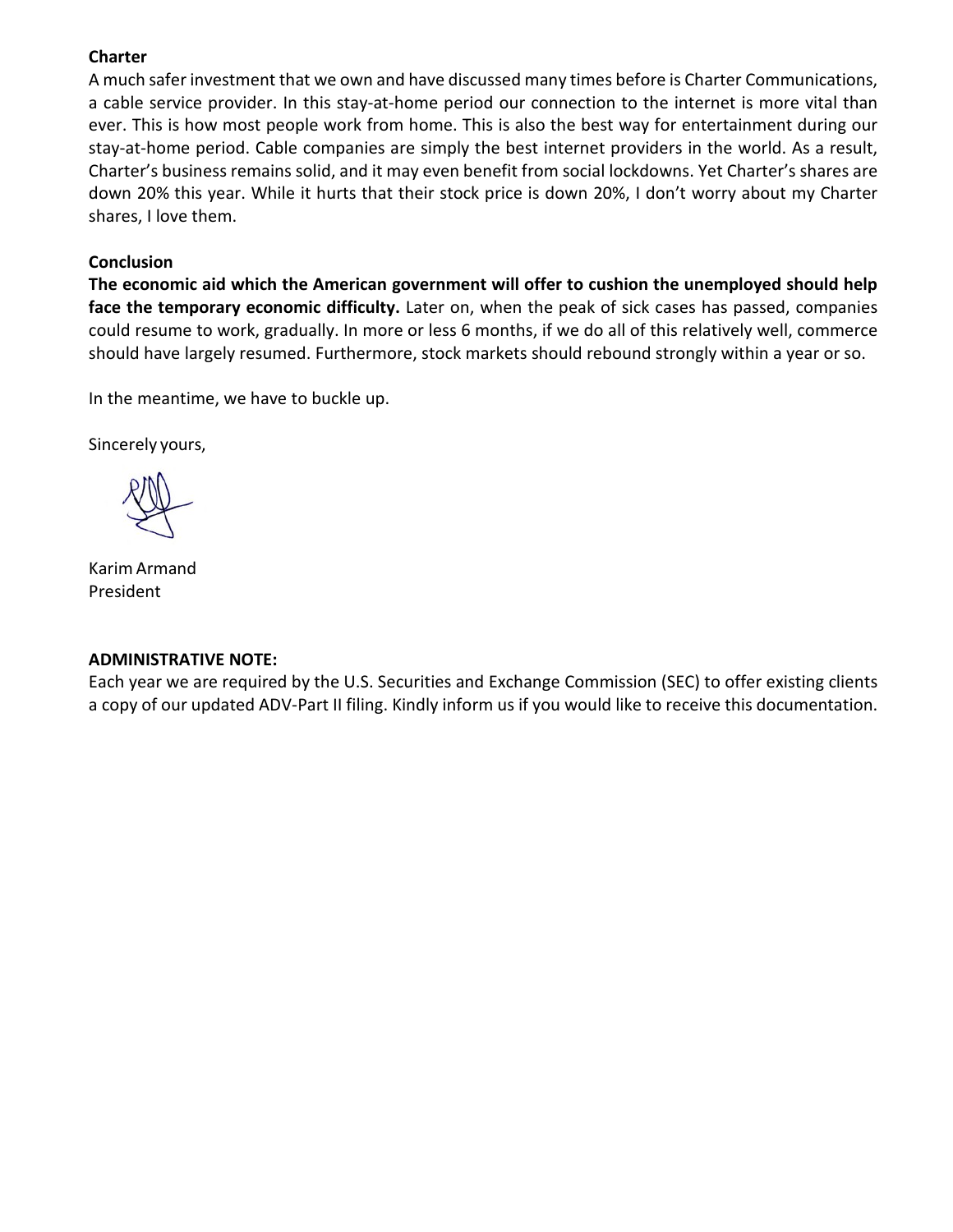**Charter**

A much safer investment that we own and have discussed many times before is Charter Communications, a cable service provider. In this stay-at-home period our connection to the internet is more vital than ever. This is how most people work from home. This is also the best way for entertainment during our stay-at-home period. Cable companies are simply the best internet providers in the world. As a result, Charter's business remains solid, and it may even benefit from social lockdowns. Yet Charter's shares are down 20% this year. While it hurts that their stock price is down 20%, I don't worry about my Charter shares, I love them.

**Conclusion**

**The economic aid which the American government will offer to cushion the unemployed should help face the temporary economic difficulty.** Later on, when the peak of sick cases has passed, companies could resume to work, gradually. In more or less 6 months, if we do all of this relatively well, commerce should have largely resumed. Furthermore, stock markets should rebound strongly within a year or so.

In the meantime, we have to buckle up.

Sincerely yours,

Karim Armand
President

**ADMINISTRATIVE NOTE:**

Each year we are required by the U.S. Securities and Exchange Commission (SEC) to offer existing clients a copy of our updated ADV-Part II filing. Kindly inform us if you would like to receive this documentation.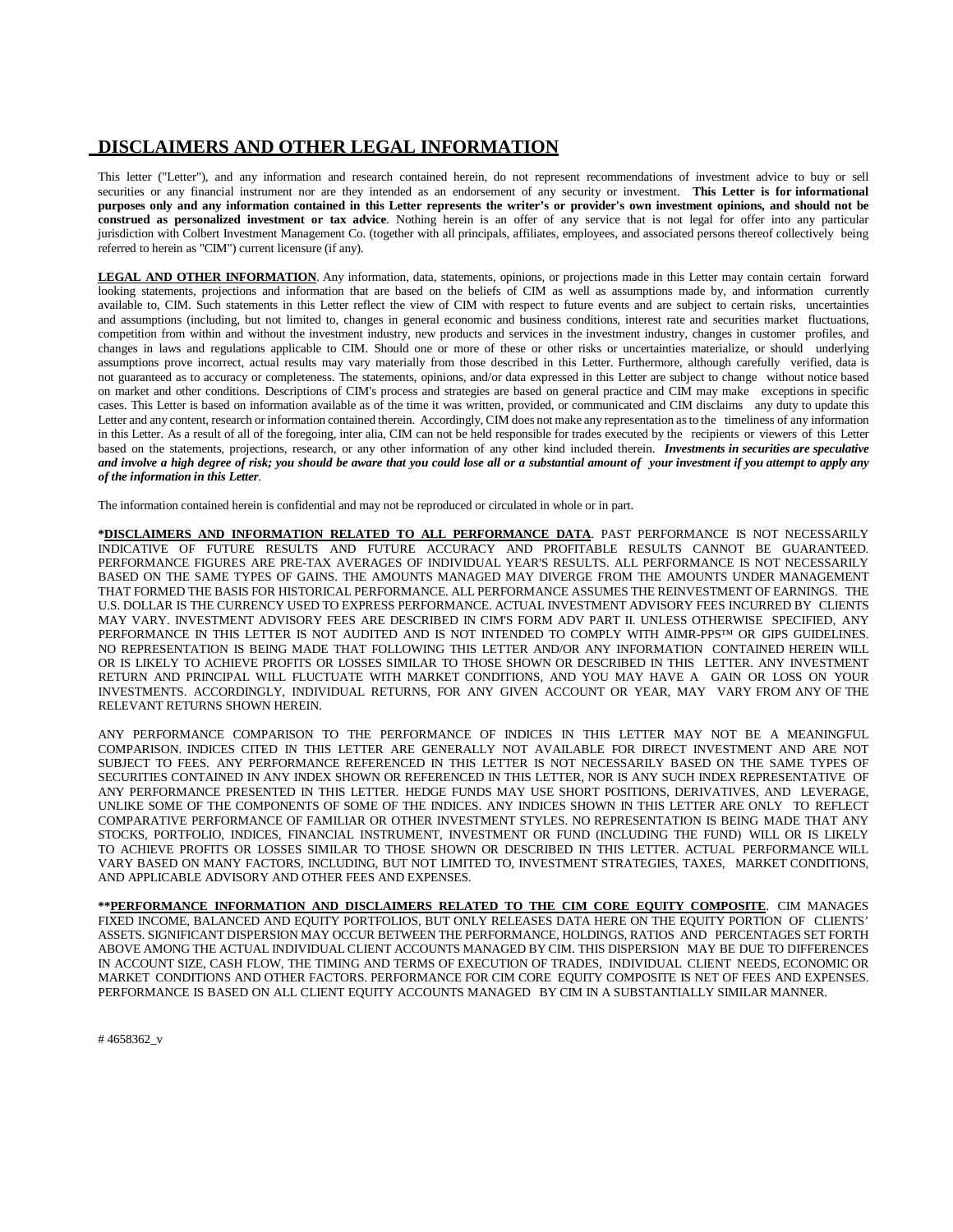## DISCLAIMERS AND OTHER LEGAL INFORMATION

This letter ("Letter"), and any information and research contained herein, do not represent recommendations of investment advice to buy or sell securities or any financial instrument nor are they intended as an endorsement of any security or investment. **This Letter is for informational purposes only and any information contained in this Letter represents the writer's or provider's own investment opinions, and should not be construed as personalized investment or tax advice**. Nothing herein is an offer of any service that is not legal for offer into any particular jurisdiction with Colbert Investment Management Co. (together with all principals, affiliates, employees, and associated persons thereof collectively being referred to herein as "CIM") current licensure (if any).

**LEGAL AND OTHER INFORMATION**. Any information, data, statements, opinions, or projections made in this Letter may contain certain forward looking statements, projections and information that are based on the beliefs of CIM as well as assumptions made by, and information currently available to, CIM. Such statements in this Letter reflect the view of CIM with respect to future events and are subject to certain risks, uncertainties and assumptions (including, but not limited to, changes in general economic and business conditions, interest rate and securities market fluctuations, competition from within and without the investment industry, new products and services in the investment industry, changes in customer profiles, and changes in laws and regulations applicable to CIM. Should one or more of these or other risks or uncertainties materialize, or should underlying assumptions prove incorrect, actual results may vary materially from those described in this Letter. Furthermore, although carefully verified, data is not guaranteed as to accuracy or completeness. The statements, opinions, and/or data expressed in this Letter are subject to change without notice based on market and other conditions. Descriptions of CIM's process and strategies are based on general practice and CIM may make exceptions in specific cases. This Letter is based on information available as of the time it was written, provided, or communicated and CIM disclaims any duty to update this Letter and any content, research or information contained therein. Accordingly, CIM does not make any representation as to the timeliness of any information in this Letter. As a result of all of the foregoing, inter alia, CIM can not be held responsible for trades executed by the recipients or viewers of this Letter based on the statements, projections, research, or any other information of any other kind included therein. ***Investments in securities are speculative and involve a high degree of risk; you should be aware that you could lose all or a substantial amount of your investment if you attempt to apply any of the information in this Letter***.

The information contained herein is confidential and may not be reproduced or circulated in whole or in part.

***DISCLAIMERS AND INFORMATION RELATED TO ALL PERFORMANCE DATA**. PAST PERFORMANCE IS NOT NECESSARILY INDICATIVE OF FUTURE RESULTS AND FUTURE ACCURACY AND PROFITABLE RESULTS CANNOT BE GUARANTEED. PERFORMANCE FIGURES ARE PRE-TAX AVERAGES OF INDIVIDUAL YEAR'S RESULTS. ALL PERFORMANCE IS NOT NECESSARILY BASED ON THE SAME TYPES OF GAINS. THE AMOUNTS MANAGED MAY DIVERGE FROM THE AMOUNTS UNDER MANAGEMENT THAT FORMED THE BASIS FOR HISTORICAL PERFORMANCE. ALL PERFORMANCE ASSUMES THE REINVESTMENT OF EARNINGS. THE U.S. DOLLAR IS THE CURRENCY USED TO EXPRESS PERFORMANCE. ACTUAL INVESTMENT ADVISORY FEES INCURRED BY CLIENTS MAY VARY. INVESTMENT ADVISORY FEES ARE DESCRIBED IN CIM'S FORM ADV PART II. UNLESS OTHERWISE SPECIFIED, ANY PERFORMANCE IN THIS LETTER IS NOT AUDITED AND IS NOT INTENDED TO COMPLY WITH AIMR-PPS™ OR GIPS GUIDELINES. NO REPRESENTATION IS BEING MADE THAT FOLLOWING THIS LETTER AND/OR ANY INFORMATION CONTAINED HEREIN WILL OR IS LIKELY TO ACHIEVE PROFITS OR LOSSES SIMILAR TO THOSE SHOWN OR DESCRIBED IN THIS LETTER. ANY INVESTMENT RETURN AND PRINCIPAL WILL FLUCTUATE WITH MARKET CONDITIONS, AND YOU MAY HAVE A GAIN OR LOSS ON YOUR INVESTMENTS. ACCORDINGLY, INDIVIDUAL RETURNS, FOR ANY GIVEN ACCOUNT OR YEAR, MAY VARY FROM ANY OF THE RELEVANT RETURNS SHOWN HEREIN.

ANY PERFORMANCE COMPARISON TO THE PERFORMANCE OF INDICES IN THIS LETTER MAY NOT BE A MEANINGFUL COMPARISON. INDICES CITED IN THIS LETTER ARE GENERALLY NOT AVAILABLE FOR DIRECT INVESTMENT AND ARE NOT SUBJECT TO FEES. ANY PERFORMANCE REFERENCED IN THIS LETTER IS NOT NECESSARILY BASED ON THE SAME TYPES OF SECURITIES CONTAINED IN ANY INDEX SHOWN OR REFERENCED IN THIS LETTER, NOR IS ANY SUCH INDEX REPRESENTATIVE OF ANY PERFORMANCE PRESENTED IN THIS LETTER. HEDGE FUNDS MAY USE SHORT POSITIONS, DERIVATIVES, AND LEVERAGE, UNLIKE SOME OF THE COMPONENTS OF SOME OF THE INDICES. ANY INDICES SHOWN IN THIS LETTER ARE ONLY TO REFLECT COMPARATIVE PERFORMANCE OF FAMILIAR OR OTHER INVESTMENT STYLES. NO REPRESENTATION IS BEING MADE THAT ANY STOCKS, PORTFOLIO, INDICES, FINANCIAL INSTRUMENT, INVESTMENT OR FUND (INCLUDING THE FUND) WILL OR IS LIKELY TO ACHIEVE PROFITS OR LOSSES SIMILAR TO THOSE SHOWN OR DESCRIBED IN THIS LETTER. ACTUAL PERFORMANCE WILL VARY BASED ON MANY FACTORS, INCLUDING, BUT NOT LIMITED TO, INVESTMENT STRATEGIES, TAXES, MARKET CONDITIONS, AND APPLICABLE ADVISORY AND OTHER FEES AND EXPENSES.

****PERFORMANCE INFORMATION AND DISCLAIMERS RELATED TO THE CIM CORE EQUITY COMPOSITE**. CIM MANAGES FIXED INCOME, BALANCED AND EQUITY PORTFOLIOS, BUT ONLY RELEASES DATA HERE ON THE EQUITY PORTION OF CLIENTS' ASSETS. SIGNIFICANT DISPERSION MAY OCCUR BETWEEN THE PERFORMANCE, HOLDINGS, RATIOS AND PERCENTAGES SET FORTH ABOVE AMONG THE ACTUAL INDIVIDUAL CLIENT ACCOUNTS MANAGED BY CIM. THIS DISPERSION MAY BE DUE TO DIFFERENCES IN ACCOUNT SIZE, CASH FLOW, THE TIMING AND TERMS OF EXECUTION OF TRADES, INDIVIDUAL CLIENT NEEDS, ECONOMIC OR MARKET CONDITIONS AND OTHER FACTORS. PERFORMANCE FOR CIM CORE EQUITY COMPOSITE IS NET OF FEES AND EXPENSES. PERFORMANCE IS BASED ON ALL CLIENT EQUITY ACCOUNTS MANAGED BY CIM IN A SUBSTANTIALLY SIMILAR MANNER.

# 4658362_v